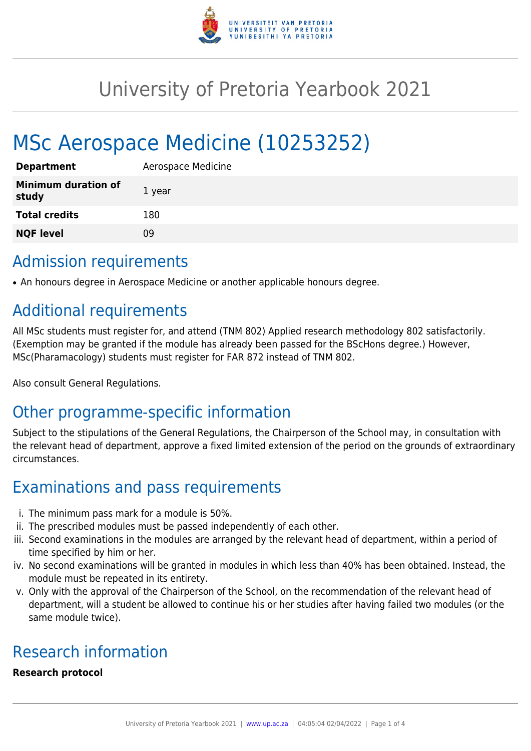# University of Pretoria Yearbook 2021

# MSc Aerospace Medicine (10253252)

| | |
|---|---|
| **Department** | Aerospace Medicine |
| **Minimum duration of study** | 1 year |
| **Total credits** | 180 |
| **NQF level** | 09 |

## Admission requirements

- An honours degree in Aerospace Medicine or another applicable honours degree.

## Additional requirements

All MSc students must register for, and attend (TNM 802) Applied research methodology 802 satisfactorily. (Exemption may be granted if the module has already been passed for the BScHons degree.) However, MSc(Pharamacology) students must register for FAR 872 instead of TNM 802.

Also consult General Regulations.

## Other programme-specific information

Subject to the stipulations of the General Regulations, the Chairperson of the School may, in consultation with the relevant head of department, approve a fixed limited extension of the period on the grounds of extraordinary circumstances.

## Examinations and pass requirements

i. The minimum pass mark for a module is 50%.
ii. The prescribed modules must be passed independently of each other.
iii. Second examinations in the modules are arranged by the relevant head of department, within a period of time specified by him or her.
iv. No second examinations will be granted in modules in which less than 40% has been obtained. Instead, the module must be repeated in its entirety.
v. Only with the approval of the Chairperson of the School, on the recommendation of the relevant head of department, will a student be allowed to continue his or her studies after having failed two modules (or the same module twice).

## Research information

**Research protocol**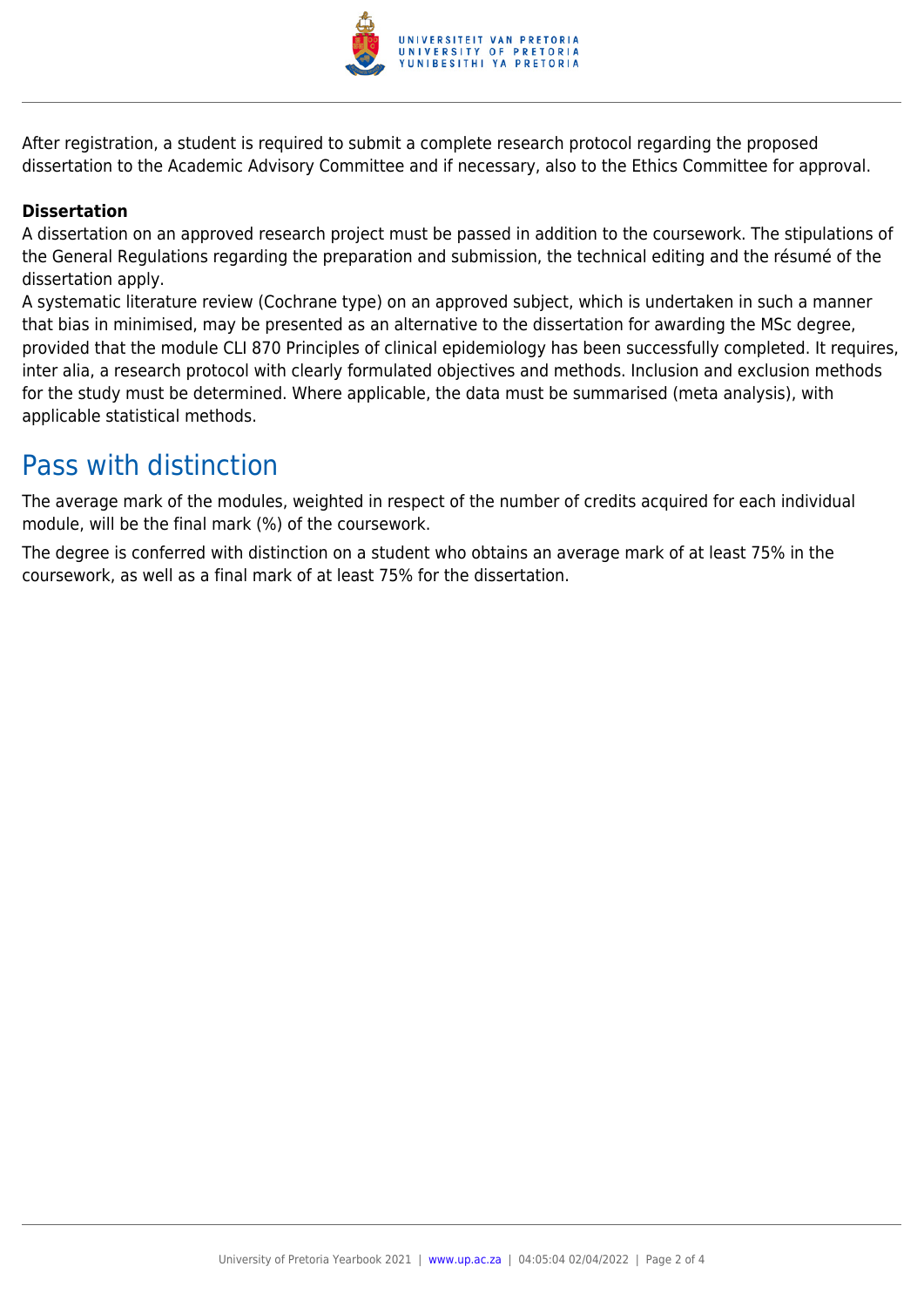After registration, a student is required to submit a complete research protocol regarding the proposed dissertation to the Academic Advisory Committee and if necessary, also to the Ethics Committee for approval.

**Dissertation**

A dissertation on an approved research project must be passed in addition to the coursework. The stipulations of the General Regulations regarding the preparation and submission, the technical editing and the résumé of the dissertation apply.

A systematic literature review (Cochrane type) on an approved subject, which is undertaken in such a manner that bias in minimised, may be presented as an alternative to the dissertation for awarding the MSc degree, provided that the module CLI 870 Principles of clinical epidemiology has been successfully completed. It requires, inter alia, a research protocol with clearly formulated objectives and methods. Inclusion and exclusion methods for the study must be determined. Where applicable, the data must be summarised (meta analysis), with applicable statistical methods.

## Pass with distinction

The average mark of the modules, weighted in respect of the number of credits acquired for each individual module, will be the final mark (%) of the coursework.

The degree is conferred with distinction on a student who obtains an average mark of at least 75% in the coursework, as well as a final mark of at least 75% for the dissertation.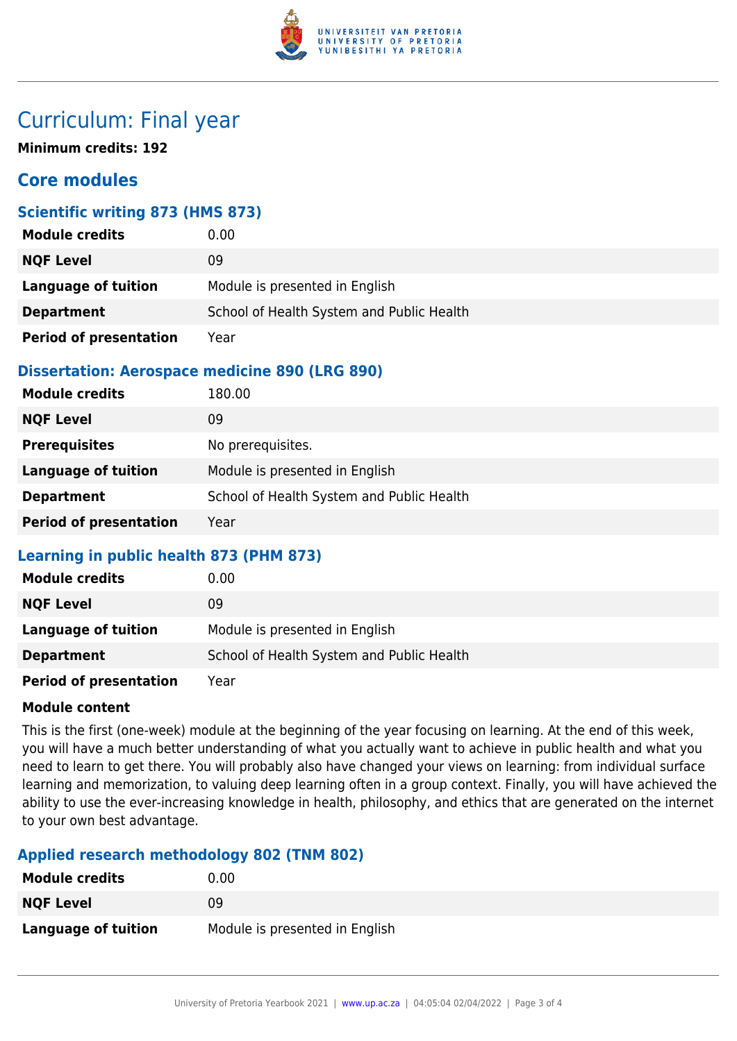# Curriculum: Final year

**Minimum credits: 192**

## Core modules

### Scientific writing 873 (HMS 873)

| | |
|---|---|
| **Module credits** | 0.00 |
| **NQF Level** | 09 |
| **Language of tuition** | Module is presented in English |
| **Department** | School of Health System and Public Health |
| **Period of presentation** | Year |

### Dissertation: Aerospace medicine 890 (LRG 890)

| | |
|---|---|
| **Module credits** | 180.00 |
| **NQF Level** | 09 |
| **Prerequisites** | No prerequisites. |
| **Language of tuition** | Module is presented in English |
| **Department** | School of Health System and Public Health |
| **Period of presentation** | Year |

### Learning in public health 873 (PHM 873)

| | |
|---|---|
| **Module credits** | 0.00 |
| **NQF Level** | 09 |
| **Language of tuition** | Module is presented in English |
| **Department** | School of Health System and Public Health |
| **Period of presentation** | Year |

**Module content**

This is the first (one-week) module at the beginning of the year focusing on learning. At the end of this week, you will have a much better understanding of what you actually want to achieve in public health and what you need to learn to get there. You will probably also have changed your views on learning: from individual surface learning and memorization, to valuing deep learning often in a group context. Finally, you will have achieved the ability to use the ever-increasing knowledge in health, philosophy, and ethics that are generated on the internet to your own best advantage.

### Applied research methodology 802 (TNM 802)

| | |
|---|---|
| **Module credits** | 0.00 |
| **NQF Level** | 09 |
| **Language of tuition** | Module is presented in English |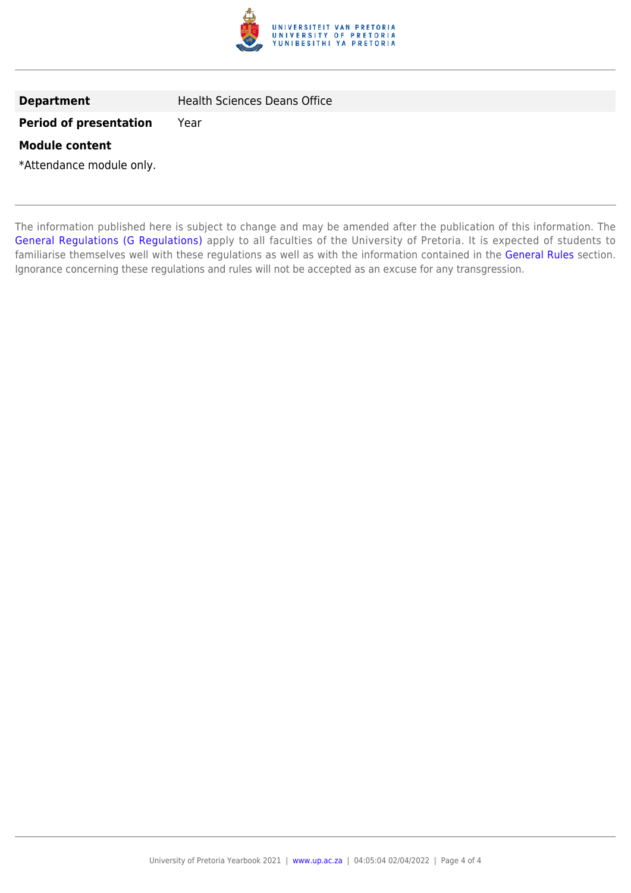| | |
|---|---|
| **Department** | Health Sciences Deans Office |
| **Period of presentation** | Year |

**Module content**

*Attendance module only.

The information published here is subject to change and may be amended after the publication of this information. The General Regulations (G Regulations) apply to all faculties of the University of Pretoria. It is expected of students to familiarise themselves well with these regulations as well as with the information contained in the General Rules section. Ignorance concerning these regulations and rules will not be accepted as an excuse for any transgression.